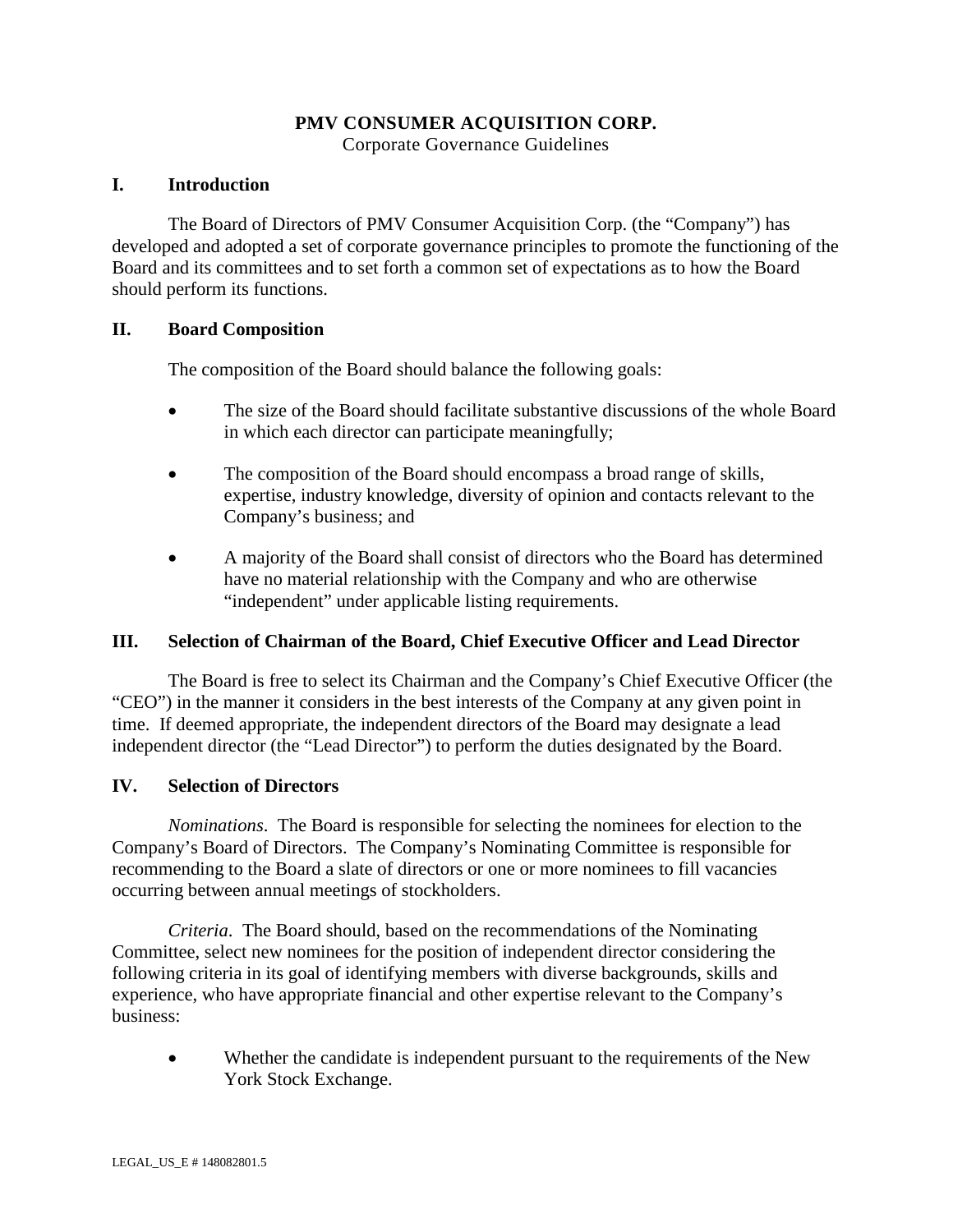# PMV CONSUMER ACQUISITION CORP.

Corporate Governance Guidelines

## I. Introduction

The Board of Directors of PMV Consumer Acquisition Corp. (the "Company") has developed and adopted a set of corporate governance principles to promote the functioning of the Board and its committees and to set forth a common set of expectations as to how the Board should perform its functions.

## II. Board Composition

The composition of the Board should balance the following goals:

- The size of the Board should facilitate substantive discussions of the whole Board in which each director can participate meaningfully;
- The composition of the Board should encompass a broad range of skills, expertise, industry knowledge, diversity of opinion and contacts relevant to the Company's business; and
- A majority of the Board shall consist of directors who the Board has determined have no material relationship with the Company and who are otherwise "independent" under applicable listing requirements.

## III. Selection of Chairman of the Board, Chief Executive Officer and Lead Director

The Board is free to select its Chairman and the Company's Chief Executive Officer (the "CEO") in the manner it considers in the best interests of the Company at any given point in time. If deemed appropriate, the independent directors of the Board may designate a lead independent director (the "Lead Director") to perform the duties designated by the Board.

## IV. Selection of Directors

*Nominations*. The Board is responsible for selecting the nominees for election to the Company's Board of Directors. The Company's Nominating Committee is responsible for recommending to the Board a slate of directors or one or more nominees to fill vacancies occurring between annual meetings of stockholders.

*Criteria*. The Board should, based on the recommendations of the Nominating Committee, select new nominees for the position of independent director considering the following criteria in its goal of identifying members with diverse backgrounds, skills and experience, who have appropriate financial and other expertise relevant to the Company's business:

- Whether the candidate is independent pursuant to the requirements of the New York Stock Exchange.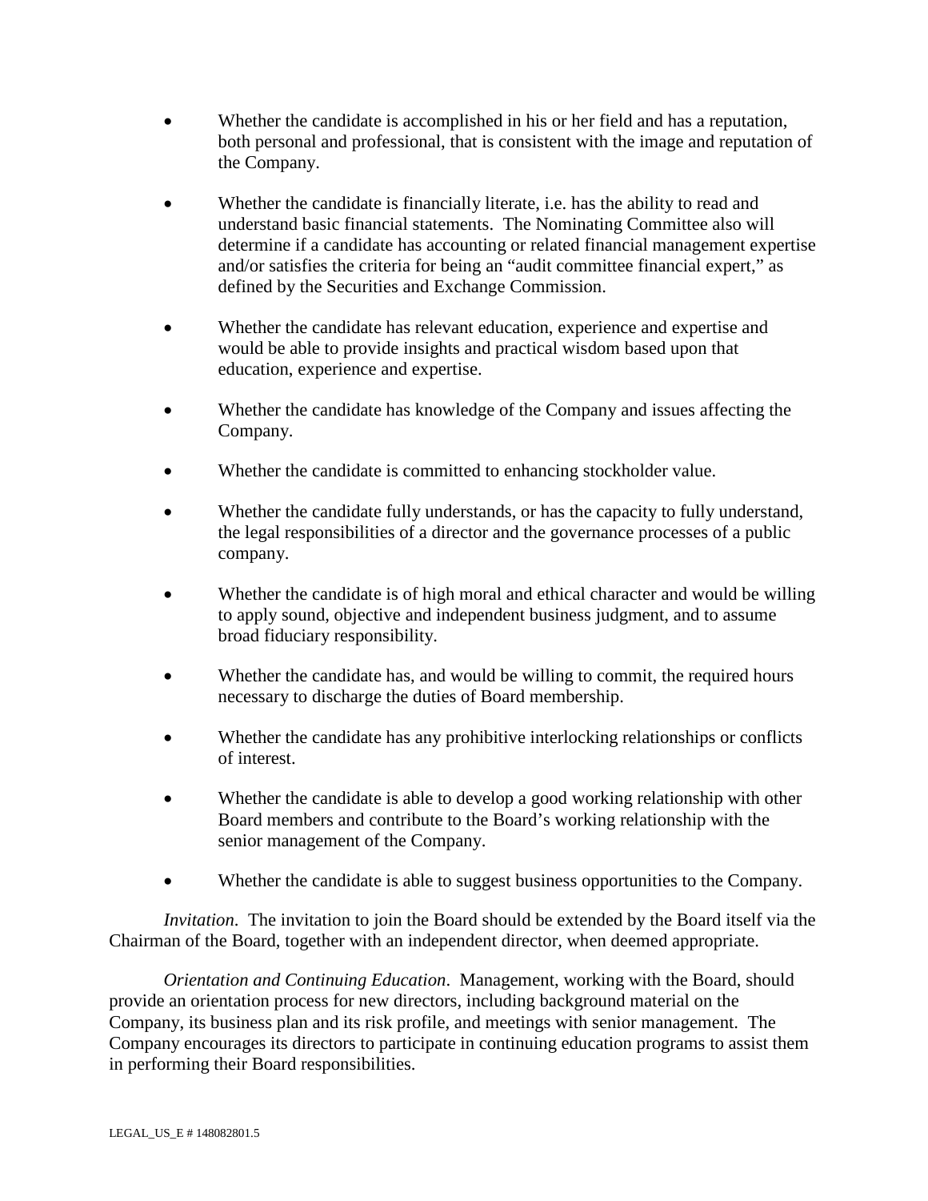- Whether the candidate is accomplished in his or her field and has a reputation, both personal and professional, that is consistent with the image and reputation of the Company.

- Whether the candidate is financially literate, i.e. has the ability to read and understand basic financial statements. The Nominating Committee also will determine if a candidate has accounting or related financial management expertise and/or satisfies the criteria for being an "audit committee financial expert," as defined by the Securities and Exchange Commission.

- Whether the candidate has relevant education, experience and expertise and would be able to provide insights and practical wisdom based upon that education, experience and expertise.

- Whether the candidate has knowledge of the Company and issues affecting the Company.

- Whether the candidate is committed to enhancing stockholder value.

- Whether the candidate fully understands, or has the capacity to fully understand, the legal responsibilities of a director and the governance processes of a public company.

- Whether the candidate is of high moral and ethical character and would be willing to apply sound, objective and independent business judgment, and to assume broad fiduciary responsibility.

- Whether the candidate has, and would be willing to commit, the required hours necessary to discharge the duties of Board membership.

- Whether the candidate has any prohibitive interlocking relationships or conflicts of interest.

- Whether the candidate is able to develop a good working relationship with other Board members and contribute to the Board's working relationship with the senior management of the Company.

- Whether the candidate is able to suggest business opportunities to the Company.

*Invitation*. The invitation to join the Board should be extended by the Board itself via the Chairman of the Board, together with an independent director, when deemed appropriate.

*Orientation and Continuing Education*. Management, working with the Board, should provide an orientation process for new directors, including background material on the Company, its business plan and its risk profile, and meetings with senior management. The Company encourages its directors to participate in continuing education programs to assist them in performing their Board responsibilities.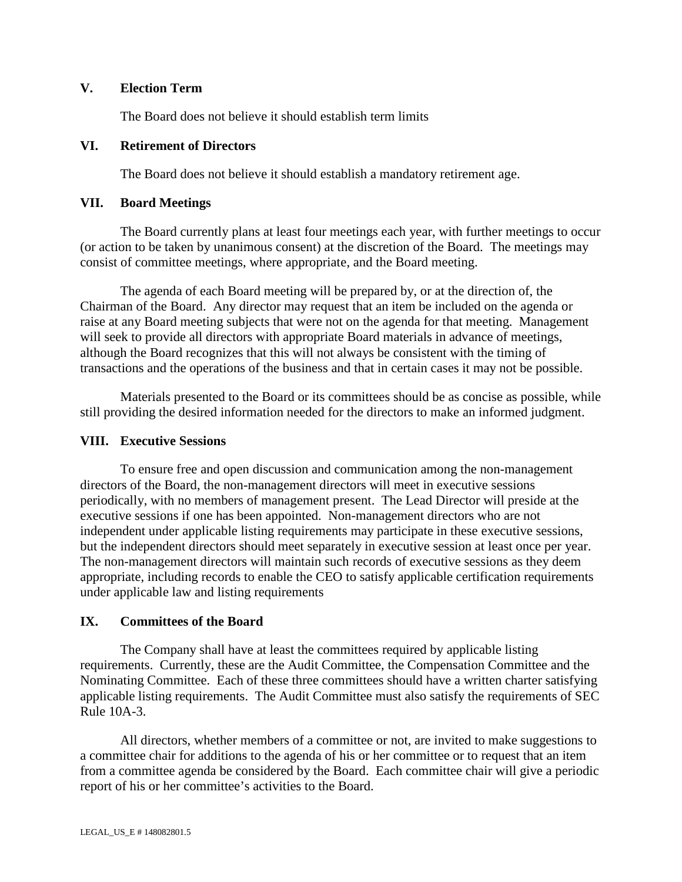## V. Election Term

The Board does not believe it should establish term limits

## VI. Retirement of Directors

The Board does not believe it should establish a mandatory retirement age.

## VII. Board Meetings

The Board currently plans at least four meetings each year, with further meetings to occur (or action to be taken by unanimous consent) at the discretion of the Board. The meetings may consist of committee meetings, where appropriate, and the Board meeting.

The agenda of each Board meeting will be prepared by, or at the direction of, the Chairman of the Board. Any director may request that an item be included on the agenda or raise at any Board meeting subjects that were not on the agenda for that meeting. Management will seek to provide all directors with appropriate Board materials in advance of meetings, although the Board recognizes that this will not always be consistent with the timing of transactions and the operations of the business and that in certain cases it may not be possible.

Materials presented to the Board or its committees should be as concise as possible, while still providing the desired information needed for the directors to make an informed judgment.

## VIII. Executive Sessions

To ensure free and open discussion and communication among the non-management directors of the Board, the non-management directors will meet in executive sessions periodically, with no members of management present. The Lead Director will preside at the executive sessions if one has been appointed. Non-management directors who are not independent under applicable listing requirements may participate in these executive sessions, but the independent directors should meet separately in executive session at least once per year. The non-management directors will maintain such records of executive sessions as they deem appropriate, including records to enable the CEO to satisfy applicable certification requirements under applicable law and listing requirements

## IX. Committees of the Board

The Company shall have at least the committees required by applicable listing requirements. Currently, these are the Audit Committee, the Compensation Committee and the Nominating Committee. Each of these three committees should have a written charter satisfying applicable listing requirements. The Audit Committee must also satisfy the requirements of SEC Rule 10A-3.

All directors, whether members of a committee or not, are invited to make suggestions to a committee chair for additions to the agenda of his or her committee or to request that an item from a committee agenda be considered by the Board. Each committee chair will give a periodic report of his or her committee's activities to the Board.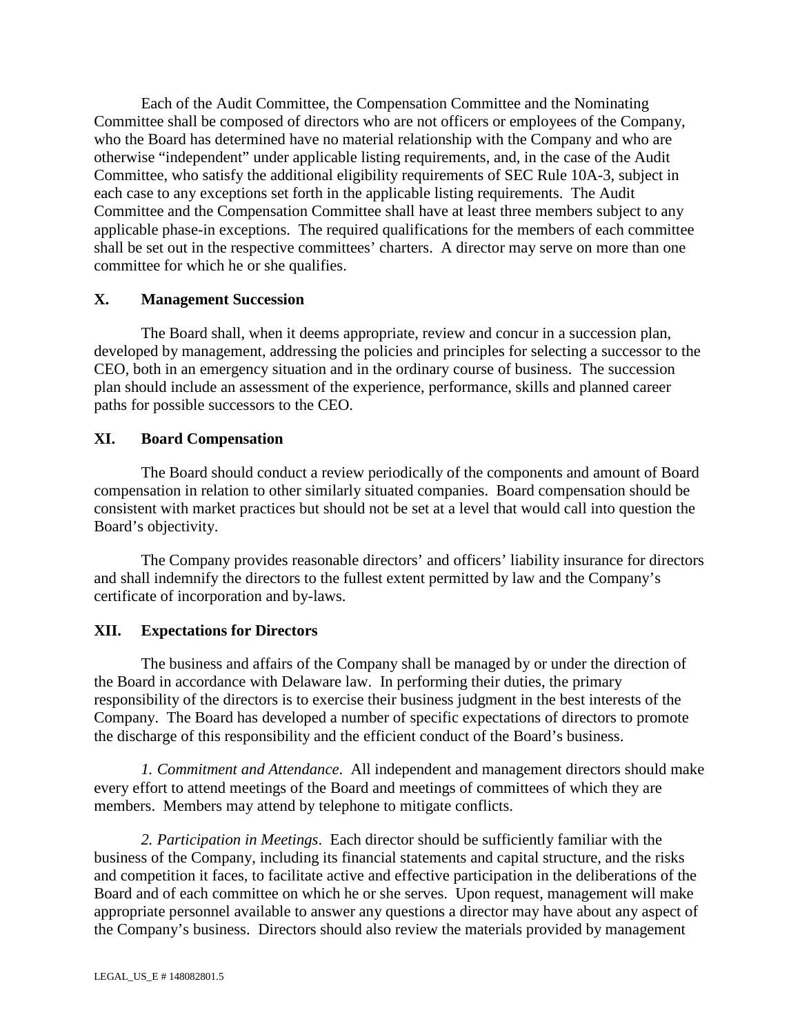Each of the Audit Committee, the Compensation Committee and the Nominating Committee shall be composed of directors who are not officers or employees of the Company, who the Board has determined have no material relationship with the Company and who are otherwise "independent" under applicable listing requirements, and, in the case of the Audit Committee, who satisfy the additional eligibility requirements of SEC Rule 10A-3, subject in each case to any exceptions set forth in the applicable listing requirements. The Audit Committee and the Compensation Committee shall have at least three members subject to any applicable phase-in exceptions. The required qualifications for the members of each committee shall be set out in the respective committees' charters. A director may serve on more than one committee for which he or she qualifies.

## X. Management Succession

The Board shall, when it deems appropriate, review and concur in a succession plan, developed by management, addressing the policies and principles for selecting a successor to the CEO, both in an emergency situation and in the ordinary course of business. The succession plan should include an assessment of the experience, performance, skills and planned career paths for possible successors to the CEO.

## XI. Board Compensation

The Board should conduct a review periodically of the components and amount of Board compensation in relation to other similarly situated companies. Board compensation should be consistent with market practices but should not be set at a level that would call into question the Board's objectivity.

The Company provides reasonable directors' and officers' liability insurance for directors and shall indemnify the directors to the fullest extent permitted by law and the Company's certificate of incorporation and by-laws.

## XII. Expectations for Directors

The business and affairs of the Company shall be managed by or under the direction of the Board in accordance with Delaware law. In performing their duties, the primary responsibility of the directors is to exercise their business judgment in the best interests of the Company. The Board has developed a number of specific expectations of directors to promote the discharge of this responsibility and the efficient conduct of the Board's business.

*1. Commitment and Attendance*. All independent and management directors should make every effort to attend meetings of the Board and meetings of committees of which they are members. Members may attend by telephone to mitigate conflicts.

*2. Participation in Meetings*. Each director should be sufficiently familiar with the business of the Company, including its financial statements and capital structure, and the risks and competition it faces, to facilitate active and effective participation in the deliberations of the Board and of each committee on which he or she serves. Upon request, management will make appropriate personnel available to answer any questions a director may have about any aspect of the Company's business. Directors should also review the materials provided by management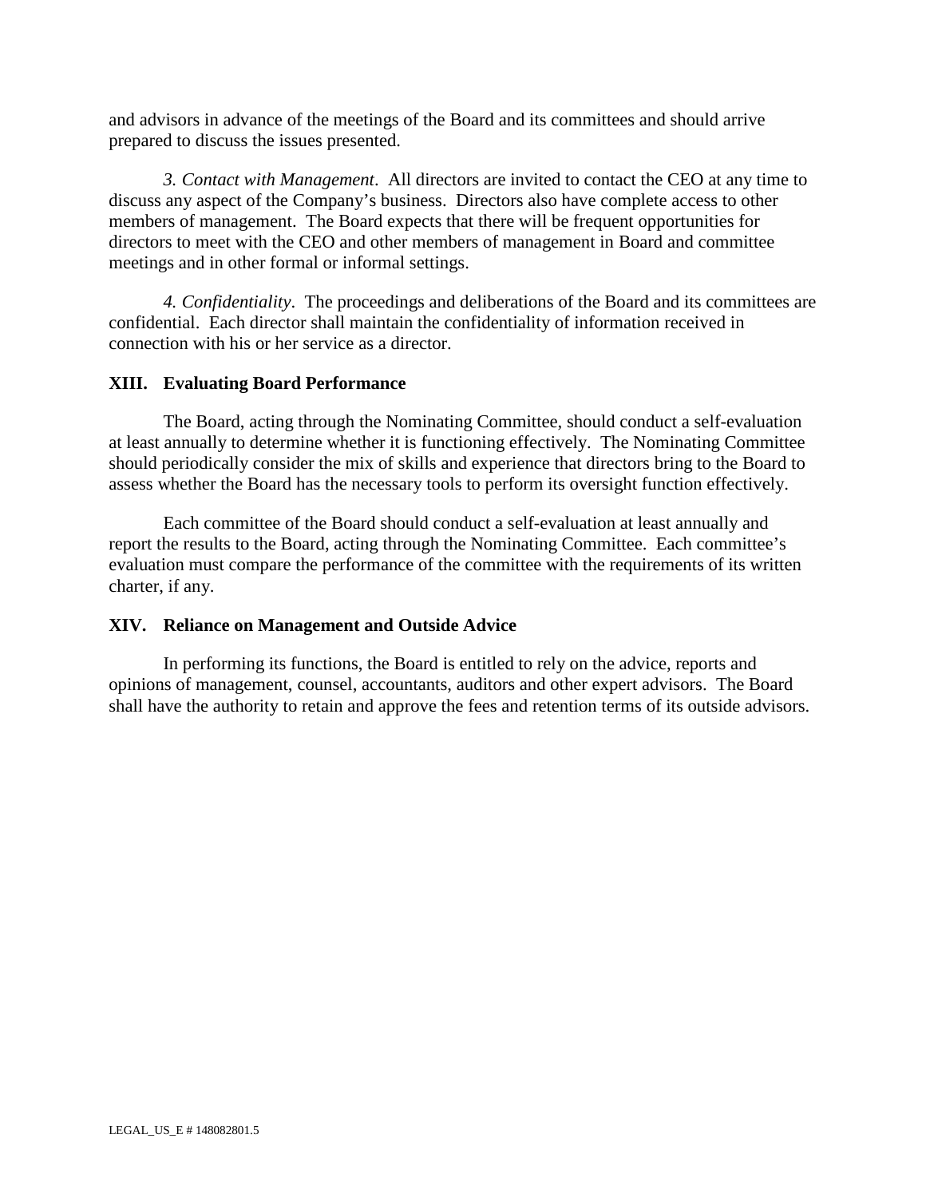and advisors in advance of the meetings of the Board and its committees and should arrive prepared to discuss the issues presented.

*3. Contact with Management*. All directors are invited to contact the CEO at any time to discuss any aspect of the Company's business. Directors also have complete access to other members of management. The Board expects that there will be frequent opportunities for directors to meet with the CEO and other members of management in Board and committee meetings and in other formal or informal settings.

*4. Confidentiality*. The proceedings and deliberations of the Board and its committees are confidential. Each director shall maintain the confidentiality of information received in connection with his or her service as a director.

## XIII. Evaluating Board Performance

The Board, acting through the Nominating Committee, should conduct a self-evaluation at least annually to determine whether it is functioning effectively. The Nominating Committee should periodically consider the mix of skills and experience that directors bring to the Board to assess whether the Board has the necessary tools to perform its oversight function effectively.

Each committee of the Board should conduct a self-evaluation at least annually and report the results to the Board, acting through the Nominating Committee. Each committee's evaluation must compare the performance of the committee with the requirements of its written charter, if any.

## XIV. Reliance on Management and Outside Advice

In performing its functions, the Board is entitled to rely on the advice, reports and opinions of management, counsel, accountants, auditors and other expert advisors. The Board shall have the authority to retain and approve the fees and retention terms of its outside advisors.